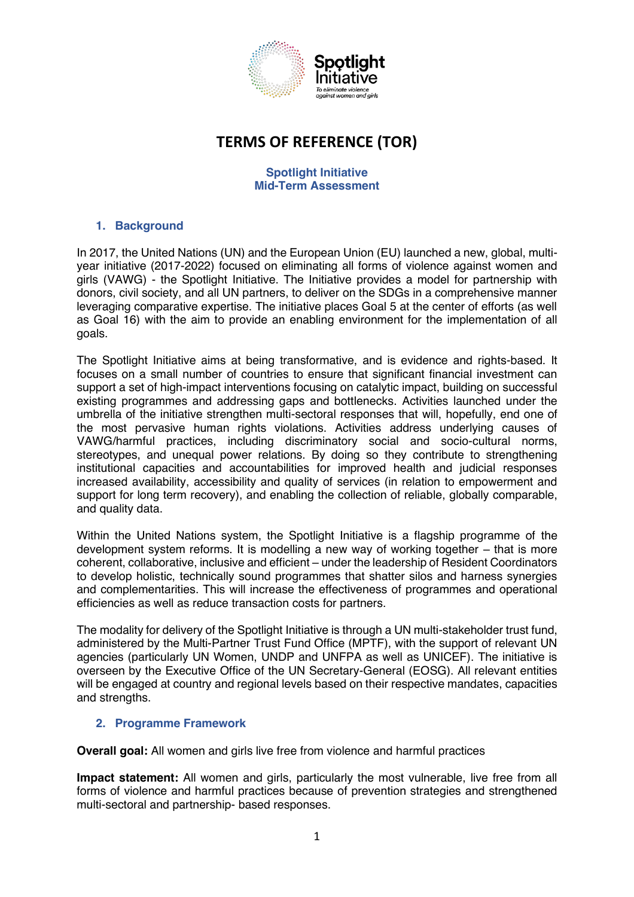# TERMS OF REFERENCE (TOR)

**Spotlight Initiative**
**Mid-Term Assessment**

## 1. Background

In 2017, the United Nations (UN) and the European Union (EU) launched a new, global, multi-year initiative (2017-2022) focused on eliminating all forms of violence against women and girls (VAWG) - the Spotlight Initiative. The Initiative provides a model for partnership with donors, civil society, and all UN partners, to deliver on the SDGs in a comprehensive manner leveraging comparative expertise. The initiative places Goal 5 at the center of efforts (as well as Goal 16) with the aim to provide an enabling environment for the implementation of all goals.

The Spotlight Initiative aims at being transformative, and is evidence and rights-based. It focuses on a small number of countries to ensure that significant financial investment can support a set of high-impact interventions focusing on catalytic impact, building on successful existing programmes and addressing gaps and bottlenecks. Activities launched under the umbrella of the initiative strengthen multi-sectoral responses that will, hopefully, end one of the most pervasive human rights violations. Activities address underlying causes of VAWG/harmful practices, including discriminatory social and socio-cultural norms, stereotypes, and unequal power relations. By doing so they contribute to strengthening institutional capacities and accountabilities for improved health and judicial responses increased availability, accessibility and quality of services (in relation to empowerment and support for long term recovery), and enabling the collection of reliable, globally comparable, and quality data.

Within the United Nations system, the Spotlight Initiative is a flagship programme of the development system reforms. It is modelling a new way of working together – that is more coherent, collaborative, inclusive and efficient – under the leadership of Resident Coordinators to develop holistic, technically sound programmes that shatter silos and harness synergies and complementarities. This will increase the effectiveness of programmes and operational efficiencies as well as reduce transaction costs for partners.

The modality for delivery of the Spotlight Initiative is through a UN multi-stakeholder trust fund, administered by the Multi-Partner Trust Fund Office (MPTF), with the support of relevant UN agencies (particularly UN Women, UNDP and UNFPA as well as UNICEF). The initiative is overseen by the Executive Office of the UN Secretary-General (EOSG). All relevant entities will be engaged at country and regional levels based on their respective mandates, capacities and strengths.

## 2. Programme Framework

**Overall goal:** All women and girls live free from violence and harmful practices

**Impact statement:** All women and girls, particularly the most vulnerable, live free from all forms of violence and harmful practices because of prevention strategies and strengthened multi-sectoral and partnership- based responses.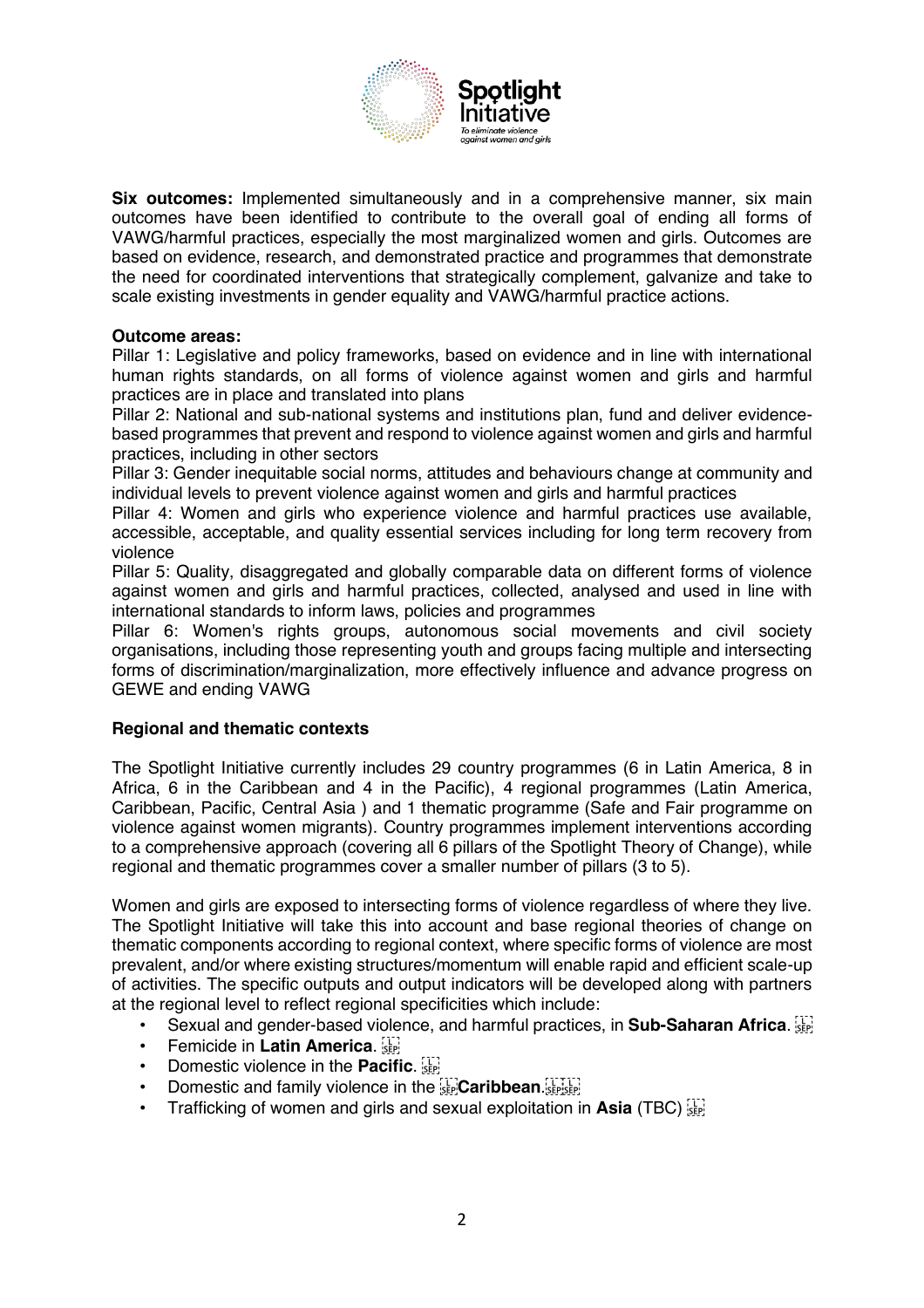**Six outcomes:** Implemented simultaneously and in a comprehensive manner, six main outcomes have been identified to contribute to the overall goal of ending all forms of VAWG/harmful practices, especially the most marginalized women and girls. Outcomes are based on evidence, research, and demonstrated practice and programmes that demonstrate the need for coordinated interventions that strategically complement, galvanize and take to scale existing investments in gender equality and VAWG/harmful practice actions.

**Outcome areas:**

Pillar 1: Legislative and policy frameworks, based on evidence and in line with international human rights standards, on all forms of violence against women and girls and harmful practices are in place and translated into plans

Pillar 2: National and sub-national systems and institutions plan, fund and deliver evidence-based programmes that prevent and respond to violence against women and girls and harmful practices, including in other sectors

Pillar 3: Gender inequitable social norms, attitudes and behaviours change at community and individual levels to prevent violence against women and girls and harmful practices

Pillar 4: Women and girls who experience violence and harmful practices use available, accessible, acceptable, and quality essential services including for long term recovery from violence

Pillar 5: Quality, disaggregated and globally comparable data on different forms of violence against women and girls and harmful practices, collected, analysed and used in line with international standards to inform laws, policies and programmes

Pillar 6: Women's rights groups, autonomous social movements and civil society organisations, including those representing youth and groups facing multiple and intersecting forms of discrimination/marginalization, more effectively influence and advance progress on GEWE and ending VAWG

**Regional and thematic contexts**

The Spotlight Initiative currently includes 29 country programmes (6 in Latin America, 8 in Africa, 6 in the Caribbean and 4 in the Pacific), 4 regional programmes (Latin America, Caribbean, Pacific, Central Asia ) and 1 thematic programme (Safe and Fair programme on violence against women migrants). Country programmes implement interventions according to a comprehensive approach (covering all 6 pillars of the Spotlight Theory of Change), while regional and thematic programmes cover a smaller number of pillars (3 to 5).

Women and girls are exposed to intersecting forms of violence regardless of where they live. The Spotlight Initiative will take this into account and base regional theories of change on thematic components according to regional context, where specific forms of violence are most prevalent, and/or where existing structures/momentum will enable rapid and efficient scale-up of activities. The specific outputs and output indicators will be developed along with partners at the regional level to reflect regional specificities which include:

- Sexual and gender-based violence, and harmful practices, in **Sub-Saharan Africa**.
- Femicide in **Latin America**.
- Domestic violence in the **Pacific**.
- Domestic and family violence in the **Caribbean**.
- Trafficking of women and girls and sexual exploitation in **Asia** (TBC)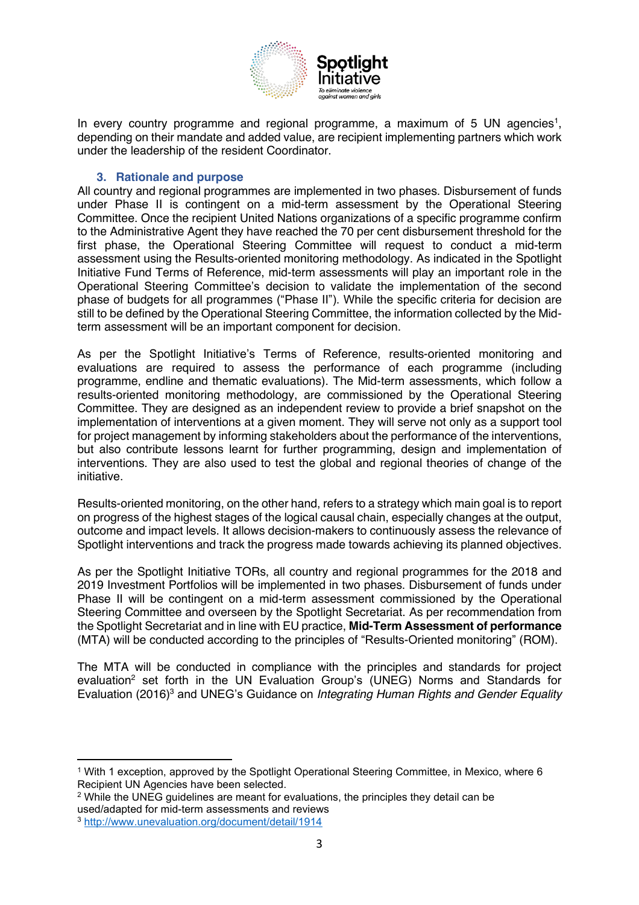In every country programme and regional programme, a maximum of 5 UN agencies[1], depending on their mandate and added value, are recipient implementing partners which work under the leadership of the resident Coordinator.

### 3. Rationale and purpose

All country and regional programmes are implemented in two phases. Disbursement of funds under Phase II is contingent on a mid-term assessment by the Operational Steering Committee. Once the recipient United Nations organizations of a specific programme confirm to the Administrative Agent they have reached the 70 per cent disbursement threshold for the first phase, the Operational Steering Committee will request to conduct a mid-term assessment using the Results-oriented monitoring methodology. As indicated in the Spotlight Initiative Fund Terms of Reference, mid-term assessments will play an important role in the Operational Steering Committee's decision to validate the implementation of the second phase of budgets for all programmes ("Phase II"). While the specific criteria for decision are still to be defined by the Operational Steering Committee, the information collected by the Mid-term assessment will be an important component for decision.

As per the Spotlight Initiative's Terms of Reference, results-oriented monitoring and evaluations are required to assess the performance of each programme (including programme, endline and thematic evaluations). The Mid-term assessments, which follow a results-oriented monitoring methodology, are commissioned by the Operational Steering Committee. They are designed as an independent review to provide a brief snapshot on the implementation of interventions at a given moment. They will serve not only as a support tool for project management by informing stakeholders about the performance of the interventions, but also contribute lessons learnt for further programming, design and implementation of interventions. They are also used to test the global and regional theories of change of the initiative.

Results-oriented monitoring, on the other hand, refers to a strategy which main goal is to report on progress of the highest stages of the logical causal chain, especially changes at the output, outcome and impact levels. It allows decision-makers to continuously assess the relevance of Spotlight interventions and track the progress made towards achieving its planned objectives.

As per the Spotlight Initiative TORs, all country and regional programmes for the 2018 and 2019 Investment Portfolios will be implemented in two phases. Disbursement of funds under Phase II will be contingent on a mid-term assessment commissioned by the Operational Steering Committee and overseen by the Spotlight Secretariat. As per recommendation from the Spotlight Secretariat and in line with EU practice, **Mid-Term Assessment of performance** (MTA) will be conducted according to the principles of "Results-Oriented monitoring" (ROM).

The MTA will be conducted in compliance with the principles and standards for project evaluation[2] set forth in the UN Evaluation Group's (UNEG) Norms and Standards for Evaluation (2016)[3] and UNEG's Guidance on *Integrating Human Rights and Gender Equality*

---

[1] With 1 exception, approved by the Spotlight Operational Steering Committee, in Mexico, where 6 Recipient UN Agencies have been selected.

[2] While the UNEG guidelines are meant for evaluations, the principles they detail can be used/adapted for mid-term assessments and reviews

[3] http://www.unevaluation.org/document/detail/1914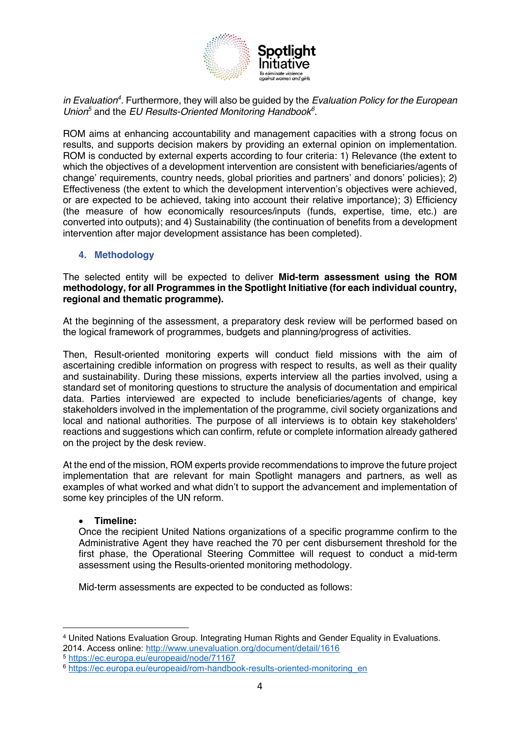*in Evaluation*[4]. Furthermore, they will also be guided by the *Evaluation Policy for the European Union*[5] and the *EU Results-Oriented Monitoring Handbook*[6].

ROM aims at enhancing accountability and management capacities with a strong focus on results, and supports decision makers by providing an external opinion on implementation. ROM is conducted by external experts according to four criteria: 1) Relevance (the extent to which the objectives of a development intervention are consistent with beneficiaries/agents of change' requirements, country needs, global priorities and partners' and donors' policies); 2) Effectiveness (the extent to which the development intervention's objectives were achieved, or are expected to be achieved, taking into account their relative importance); 3) Efficiency (the measure of how economically resources/inputs (funds, expertise, time, etc.) are converted into outputs); and 4) Sustainability (the continuation of benefits from a development intervention after major development assistance has been completed).

## 4. Methodology

The selected entity will be expected to deliver **Mid-term assessment using the ROM methodology, for all Programmes in the Spotlight Initiative (for each individual country, regional and thematic programme).**

At the beginning of the assessment, a preparatory desk review will be performed based on the logical framework of programmes, budgets and planning/progress of activities.

Then, Result-oriented monitoring experts will conduct field missions with the aim of ascertaining credible information on progress with respect to results, as well as their quality and sustainability. During these missions, experts interview all the parties involved, using a standard set of monitoring questions to structure the analysis of documentation and empirical data. Parties interviewed are expected to include beneficiaries/agents of change, key stakeholders involved in the implementation of the programme, civil society organizations and local and national authorities. The purpose of all interviews is to obtain key stakeholders' reactions and suggestions which can confirm, refute or complete information already gathered on the project by the desk review.

At the end of the mission, ROM experts provide recommendations to improve the future project implementation that are relevant for main Spotlight managers and partners, as well as examples of what worked and what didn't to support the advancement and implementation of some key principles of the UN reform.

- **Timeline:**
  Once the recipient United Nations organizations of a specific programme confirm to the Administrative Agent they have reached the 70 per cent disbursement threshold for the first phase, the Operational Steering Committee will request to conduct a mid-term assessment using the Results-oriented monitoring methodology.

  Mid-term assessments are expected to be conducted as follows:

---

[4] United Nations Evaluation Group. Integrating Human Rights and Gender Equality in Evaluations. 2014. Access online: http://www.unevaluation.org/document/detail/1616

[5] https://ec.europa.eu/europeaid/node/71167

[6] https://ec.europa.eu/europeaid/rom-handbook-results-oriented-monitoring_en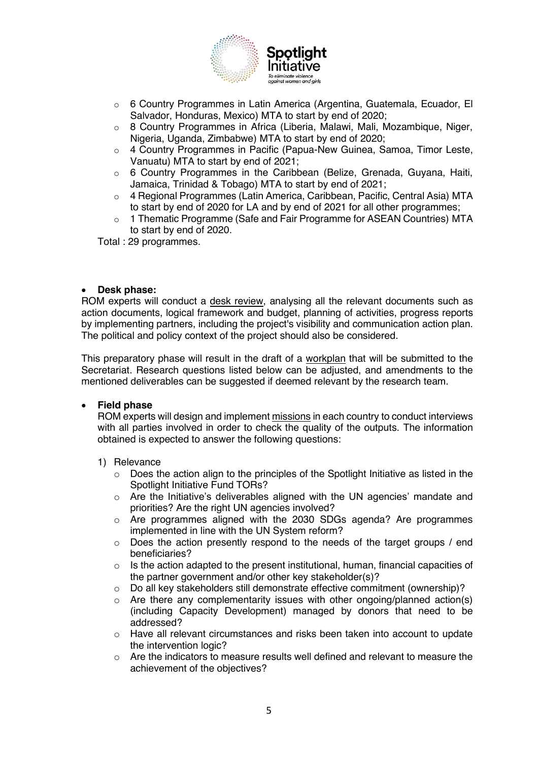- 6 Country Programmes in Latin America (Argentina, Guatemala, Ecuador, El Salvador, Honduras, Mexico) MTA to start by end of 2020;
- 8 Country Programmes in Africa (Liberia, Malawi, Mali, Mozambique, Niger, Nigeria, Uganda, Zimbabwe) MTA to start by end of 2020;
- 4 Country Programmes in Pacific (Papua-New Guinea, Samoa, Timor Leste, Vanuatu) MTA to start by end of 2021;
- 6 Country Programmes in the Caribbean (Belize, Grenada, Guyana, Haiti, Jamaica, Trinidad & Tobago) MTA to start by end of 2021;
- 4 Regional Programmes (Latin America, Caribbean, Pacific, Central Asia) MTA to start by end of 2020 for LA and by end of 2021 for all other programmes;
- 1 Thematic Programme (Safe and Fair Programme for ASEAN Countries) MTA to start by end of 2020.

Total : 29 programmes.

- **Desk phase:**

ROM experts will conduct a desk review, analysing all the relevant documents such as action documents, logical framework and budget, planning of activities, progress reports by implementing partners, including the project's visibility and communication action plan. The political and policy context of the project should also be considered.

This preparatory phase will result in the draft of a workplan that will be submitted to the Secretariat. Research questions listed below can be adjusted, and amendments to the mentioned deliverables can be suggested if deemed relevant by the research team.

- **Field phase**

  ROM experts will design and implement missions in each country to conduct interviews with all parties involved in order to check the quality of the outputs. The information obtained is expected to answer the following questions:

  1) Relevance
     - Does the action align to the principles of the Spotlight Initiative as listed in the Spotlight Initiative Fund TORs?
     - Are the Initiative's deliverables aligned with the UN agencies' mandate and priorities? Are the right UN agencies involved?
     - Are programmes aligned with the 2030 SDGs agenda? Are programmes implemented in line with the UN System reform?
     - Does the action presently respond to the needs of the target groups / end beneficiaries?
     - Is the action adapted to the present institutional, human, financial capacities of the partner government and/or other key stakeholder(s)?
     - Do all key stakeholders still demonstrate effective commitment (ownership)?
     - Are there any complementarity issues with other ongoing/planned action(s) (including Capacity Development) managed by donors that need to be addressed?
     - Have all relevant circumstances and risks been taken into account to update the intervention logic?
     - Are the indicators to measure results well defined and relevant to measure the achievement of the objectives?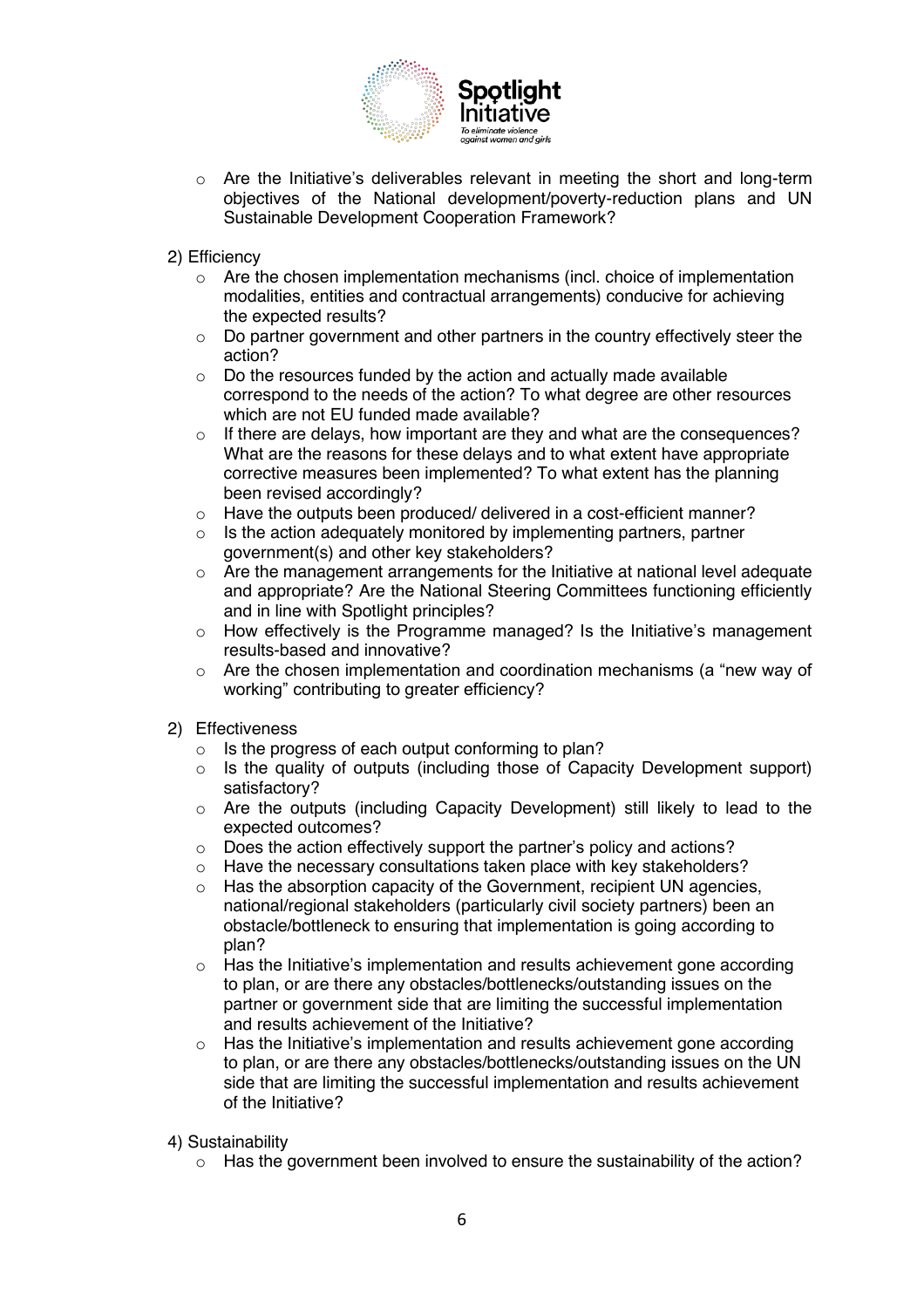- Are the Initiative's deliverables relevant in meeting the short and long-term objectives of the National development/poverty-reduction plans and UN Sustainable Development Cooperation Framework?

2) Efficiency
   - Are the chosen implementation mechanisms (incl. choice of implementation modalities, entities and contractual arrangements) conducive for achieving the expected results?
   - Do partner government and other partners in the country effectively steer the action?
   - Do the resources funded by the action and actually made available correspond to the needs of the action? To what degree are other resources which are not EU funded made available?
   - If there are delays, how important are they and what are the consequences? What are the reasons for these delays and to what extent have appropriate corrective measures been implemented? To what extent has the planning been revised accordingly?
   - Have the outputs been produced/ delivered in a cost-efficient manner?
   - Is the action adequately monitored by implementing partners, partner government(s) and other key stakeholders?
   - Are the management arrangements for the Initiative at national level adequate and appropriate? Are the National Steering Committees functioning efficiently and in line with Spotlight principles?
   - How effectively is the Programme managed? Is the Initiative's management results-based and innovative?
   - Are the chosen implementation and coordination mechanisms (a "new way of working" contributing to greater efficiency?

2) Effectiveness
   - Is the progress of each output conforming to plan?
   - Is the quality of outputs (including those of Capacity Development support) satisfactory?
   - Are the outputs (including Capacity Development) still likely to lead to the expected outcomes?
   - Does the action effectively support the partner's policy and actions?
   - Have the necessary consultations taken place with key stakeholders?
   - Has the absorption capacity of the Government, recipient UN agencies, national/regional stakeholders (particularly civil society partners) been an obstacle/bottleneck to ensuring that implementation is going according to plan?
   - Has the Initiative's implementation and results achievement gone according to plan, or are there any obstacles/bottlenecks/outstanding issues on the partner or government side that are limiting the successful implementation and results achievement of the Initiative?
   - Has the Initiative's implementation and results achievement gone according to plan, or are there any obstacles/bottlenecks/outstanding issues on the UN side that are limiting the successful implementation and results achievement of the Initiative?

4) Sustainability
   - Has the government been involved to ensure the sustainability of the action?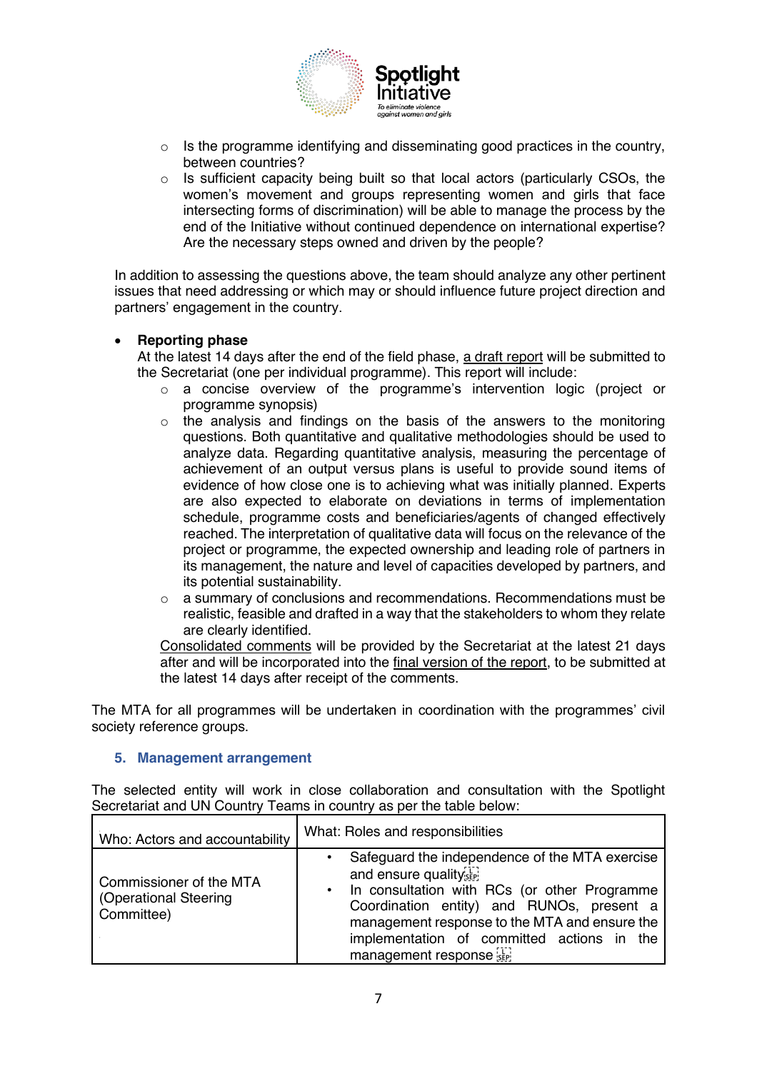- Is the programme identifying and disseminating good practices in the country, between countries?
- Is sufficient capacity being built so that local actors (particularly CSOs, the women's movement and groups representing women and girls that face intersecting forms of discrimination) will be able to manage the process by the end of the Initiative without continued dependence on international expertise? Are the necessary steps owned and driven by the people?

In addition to assessing the questions above, the team should analyze any other pertinent issues that need addressing or which may or should influence future project direction and partners' engagement in the country.

- **Reporting phase**

  At the latest 14 days after the end of the field phase, a draft report will be submitted to the Secretariat (one per individual programme). This report will include:
  - a concise overview of the programme's intervention logic (project or programme synopsis)
  - the analysis and findings on the basis of the answers to the monitoring questions. Both quantitative and qualitative methodologies should be used to analyze data. Regarding quantitative analysis, measuring the percentage of achievement of an output versus plans is useful to provide sound items of evidence of how close one is to achieving what was initially planned. Experts are also expected to elaborate on deviations in terms of implementation schedule, programme costs and beneficiaries/agents of changed effectively reached. The interpretation of qualitative data will focus on the relevance of the project or programme, the expected ownership and leading role of partners in its management, the nature and level of capacities developed by partners, and its potential sustainability.
  - a summary of conclusions and recommendations. Recommendations must be realistic, feasible and drafted in a way that the stakeholders to whom they relate are clearly identified.

  Consolidated comments will be provided by the Secretariat at the latest 21 days after and will be incorporated into the final version of the report, to be submitted at the latest 14 days after receipt of the comments.

The MTA for all programmes will be undertaken in coordination with the programmes' civil society reference groups.

## 5. Management arrangement

The selected entity will work in close collaboration and consultation with the Spotlight Secretariat and UN Country Teams in country as per the table below:

| Who: Actors and accountability | What: Roles and responsibilities |
|---|---|
| Commissioner of the MTA (Operational Steering Committee) | • Safeguard the independence of the MTA exercise and ensure quality<br>• In consultation with RCs (or other Programme Coordination entity) and RUNOs, present a management response to the MTA and ensure the implementation of committed actions in the management response |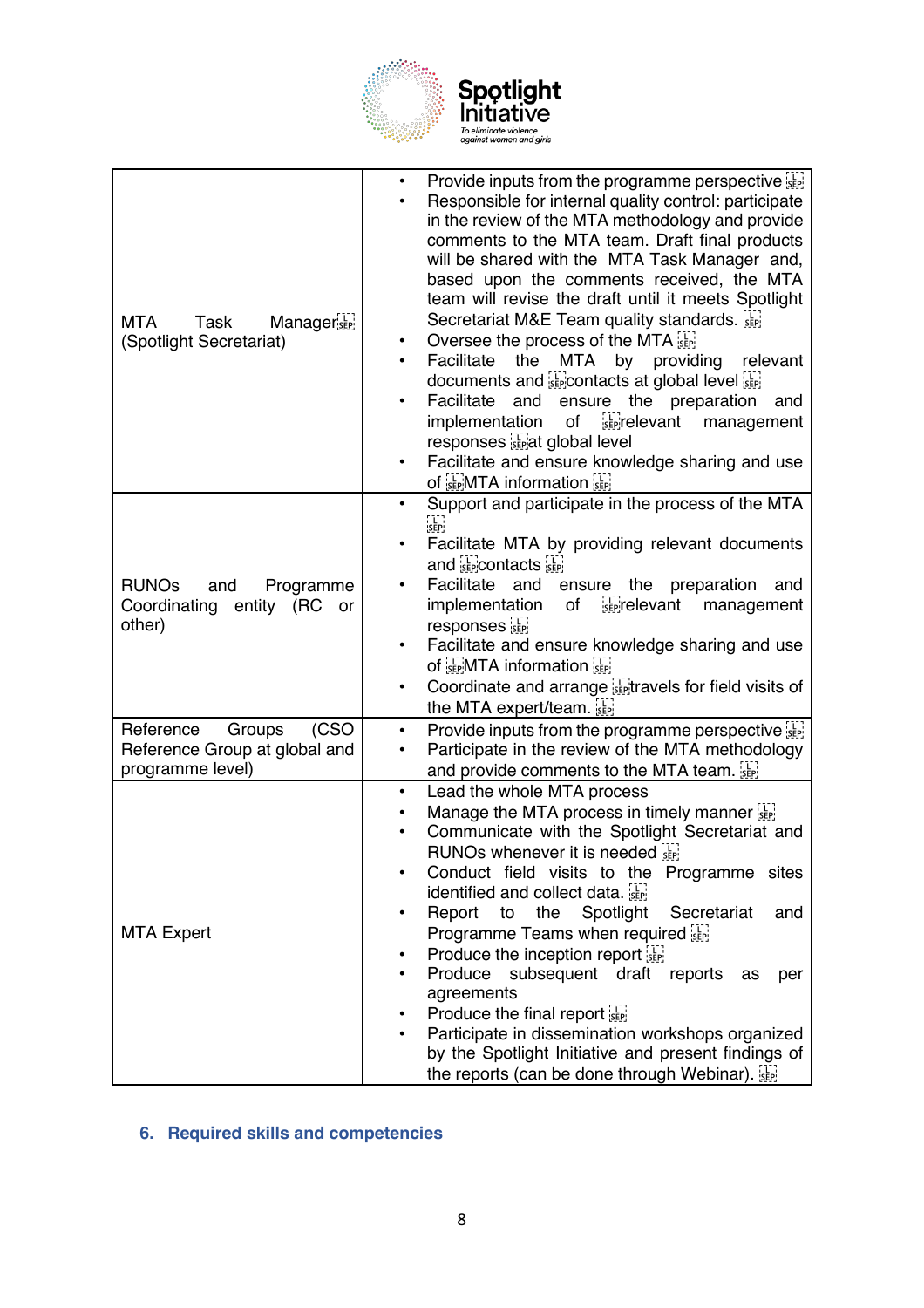| | |
|---|---|
| MTA Task Manager (Spotlight Secretariat) | • Provide inputs from the programme perspective<br>• Responsible for internal quality control: participate in the review of the MTA methodology and provide comments to the MTA team. Draft final products will be shared with the MTA Task Manager and, based upon the comments received, the MTA team will revise the draft until it meets Spotlight Secretariat M&E Team quality standards.<br>• Oversee the process of the MTA<br>• Facilitate the MTA by providing relevant documents and contacts at global level<br>• Facilitate and ensure the preparation and implementation of relevant management responses at global level<br>• Facilitate and ensure knowledge sharing and use of MTA information |
| RUNOs and Programme Coordinating entity (RC or other) | • Support and participate in the process of the MTA<br>• Facilitate MTA by providing relevant documents and contacts<br>• Facilitate and ensure the preparation and implementation of relevant management responses<br>• Facilitate and ensure knowledge sharing and use of MTA information<br>• Coordinate and arrange travels for field visits of the MTA expert/team. |
| Reference Groups (CSO Reference Group at global and programme level) | • Provide inputs from the programme perspective<br>• Participate in the review of the MTA methodology and provide comments to the MTA team. |
| MTA Expert | • Lead the whole MTA process<br>• Manage the MTA process in timely manner<br>• Communicate with the Spotlight Secretariat and RUNOs whenever it is needed<br>• Conduct field visits to the Programme sites identified and collect data.<br>• Report to the Spotlight Secretariat and Programme Teams when required<br>• Produce the inception report<br>• Produce subsequent draft reports as per agreements<br>• Produce the final report<br>• Participate in dissemination workshops organized by the Spotlight Initiative and present findings of the reports (can be done through Webinar). |

## 6. Required skills and competencies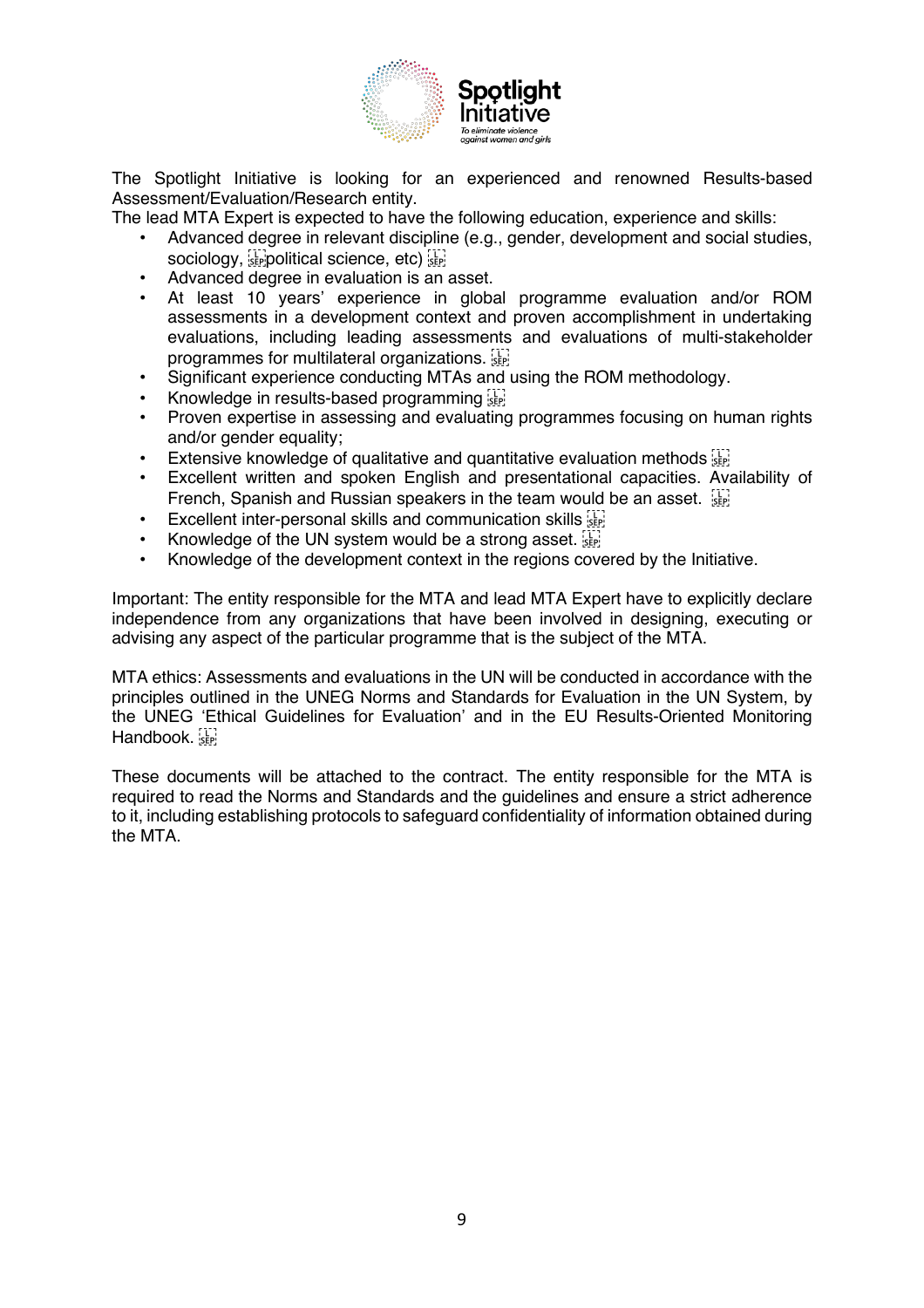The Spotlight Initiative is looking for an experienced and renowned Results-based Assessment/Evaluation/Research entity.

The lead MTA Expert is expected to have the following education, experience and skills:

- Advanced degree in relevant discipline (e.g., gender, development and social studies, sociology, political science, etc)
- Advanced degree in evaluation is an asset.
- At least 10 years' experience in global programme evaluation and/or ROM assessments in a development context and proven accomplishment in undertaking evaluations, including leading assessments and evaluations of multi-stakeholder programmes for multilateral organizations.
- Significant experience conducting MTAs and using the ROM methodology.
- Knowledge in results-based programming
- Proven expertise in assessing and evaluating programmes focusing on human rights and/or gender equality;
- Extensive knowledge of qualitative and quantitative evaluation methods
- Excellent written and spoken English and presentational capacities. Availability of French, Spanish and Russian speakers in the team would be an asset.
- Excellent inter-personal skills and communication skills
- Knowledge of the UN system would be a strong asset.
- Knowledge of the development context in the regions covered by the Initiative.

Important: The entity responsible for the MTA and lead MTA Expert have to explicitly declare independence from any organizations that have been involved in designing, executing or advising any aspect of the particular programme that is the subject of the MTA.

MTA ethics: Assessments and evaluations in the UN will be conducted in accordance with the principles outlined in the UNEG Norms and Standards for Evaluation in the UN System, by the UNEG 'Ethical Guidelines for Evaluation' and in the EU Results-Oriented Monitoring Handbook.

These documents will be attached to the contract. The entity responsible for the MTA is required to read the Norms and Standards and the guidelines and ensure a strict adherence to it, including establishing protocols to safeguard confidentiality of information obtained during the MTA.